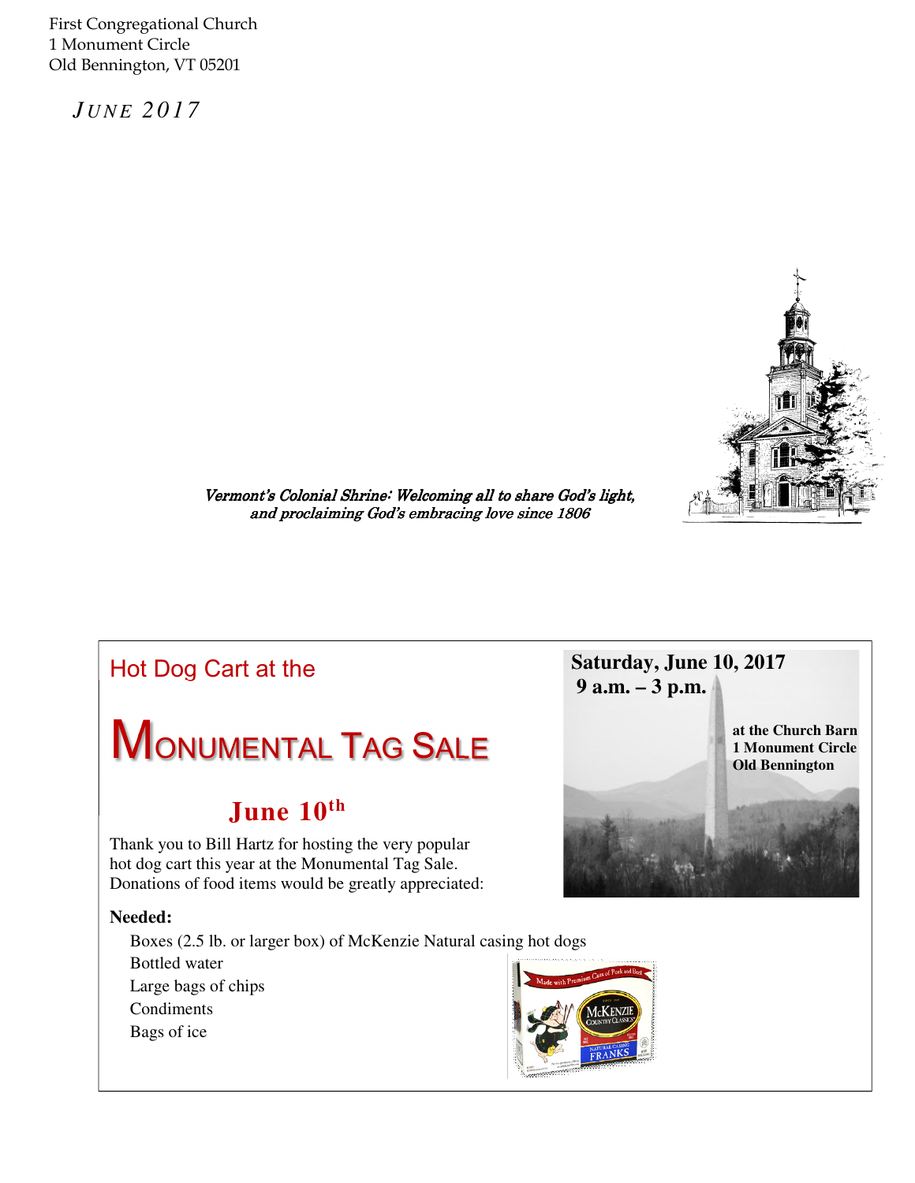First Congregational Church
1 Monument Circle
Old Bennington, VT 05201

*JUNE 2017*

*Vermont's Colonial Shrine: Welcoming all to share God's light, and proclaiming God's embracing love since 1806*

## Hot Dog Cart at the

# MONUMENTAL TAG SALE

## June 10th

**Saturday, June 10, 2017**
**9 a.m. – 3 p.m.**

**at the Church Barn**
**1 Monument Circle**
**Old Bennington**

Thank you to Bill Hartz for hosting the very popular hot dog cart this year at the Monumental Tag Sale. Donations of food items would be greatly appreciated:

**Needed:**

- Boxes (2.5 lb. or larger box) of McKenzie Natural casing hot dogs
- Bottled water
- Large bags of chips
- Condiments
- Bags of ice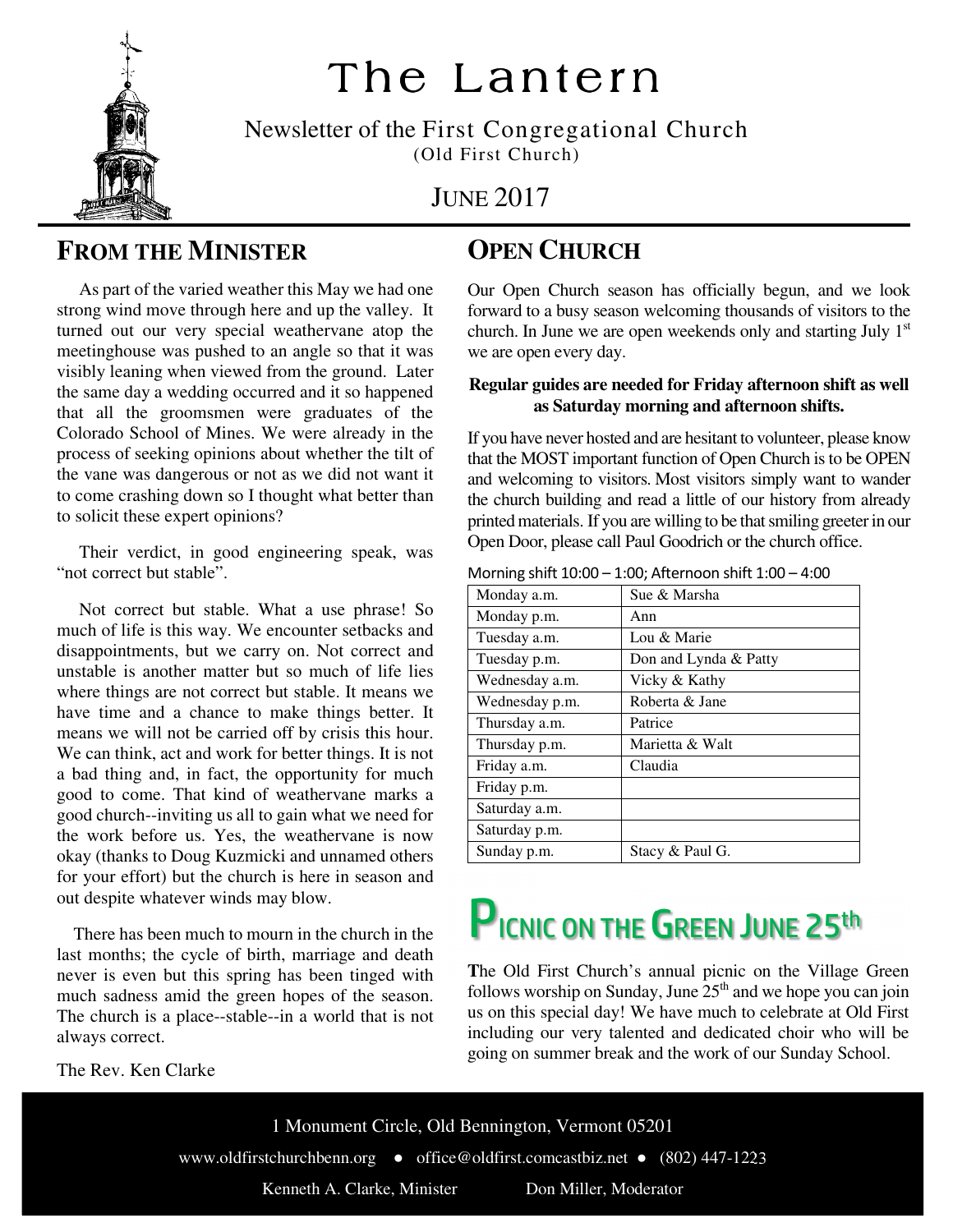# The Lantern

Newsletter of the First Congregational Church
(Old First Church)

JUNE 2017

## FROM THE MINISTER

As part of the varied weather this May we had one strong wind move through here and up the valley. It turned out our very special weathervane atop the meetinghouse was pushed to an angle so that it was visibly leaning when viewed from the ground. Later the same day a wedding occurred and it so happened that all the groomsmen were graduates of the Colorado School of Mines. We were already in the process of seeking opinions about whether the tilt of the vane was dangerous or not as we did not want it to come crashing down so I thought what better than to solicit these expert opinions?

Their verdict, in good engineering speak, was "not correct but stable".

Not correct but stable. What a use phrase! So much of life is this way. We encounter setbacks and disappointments, but we carry on. Not correct and unstable is another matter but so much of life lies where things are not correct but stable. It means we have time and a chance to make things better. It means we will not be carried off by crisis this hour. We can think, act and work for better things. It is not a bad thing and, in fact, the opportunity for much good to come. That kind of weathervane marks a good church--inviting us all to gain what we need for the work before us. Yes, the weathervane is now okay (thanks to Doug Kuzmicki and unnamed others for your effort) but the church is here in season and out despite whatever winds may blow.

There has been much to mourn in the church in the last months; the cycle of birth, marriage and death never is even but this spring has been tinged with much sadness amid the green hopes of the season. The church is a place--stable--in a world that is not always correct.

The Rev. Ken Clarke

## OPEN CHURCH

Our Open Church season has officially begun, and we look forward to a busy season welcoming thousands of visitors to the church. In June we are open weekends only and starting July 1st we are open every day.

**Regular guides are needed for Friday afternoon shift as well as Saturday morning and afternoon shifts.**

If you have never hosted and are hesitant to volunteer, please know that the MOST important function of Open Church is to be OPEN and welcoming to visitors. Most visitors simply want to wander the church building and read a little of our history from already printed materials. If you are willing to be that smiling greeter in our Open Door, please call Paul Goodrich or the church office.

Morning shift 10:00 – 1:00; Afternoon shift 1:00 – 4:00

| | |
|---|---|
| Monday a.m. | Sue & Marsha |
| Monday p.m. | Ann |
| Tuesday a.m. | Lou & Marie |
| Tuesday p.m. | Don and Lynda & Patty |
| Wednesday a.m. | Vicky & Kathy |
| Wednesday p.m. | Roberta & Jane |
| Thursday a.m. | Patrice |
| Thursday p.m. | Marietta & Walt |
| Friday a.m. | Claudia |
| Friday p.m. | |
| Saturday a.m. | |
| Saturday p.m. | |
| Sunday p.m. | Stacy & Paul G. |

## PICNIC ON THE GREEN JUNE 25th

**T**he Old First Church's annual picnic on the Village Green follows worship on Sunday, June 25th and we hope you can join us on this special day! We have much to celebrate at Old First including our very talented and dedicated choir who will be going on summer break and the work of our Sunday School.

1 Monument Circle, Old Bennington, Vermont 05201

www.oldfirstchurchbenn.org • office@oldfirst.comcastbiz.net • (802) 447-1223

Kenneth A. Clarke, Minister     Don Miller, Moderator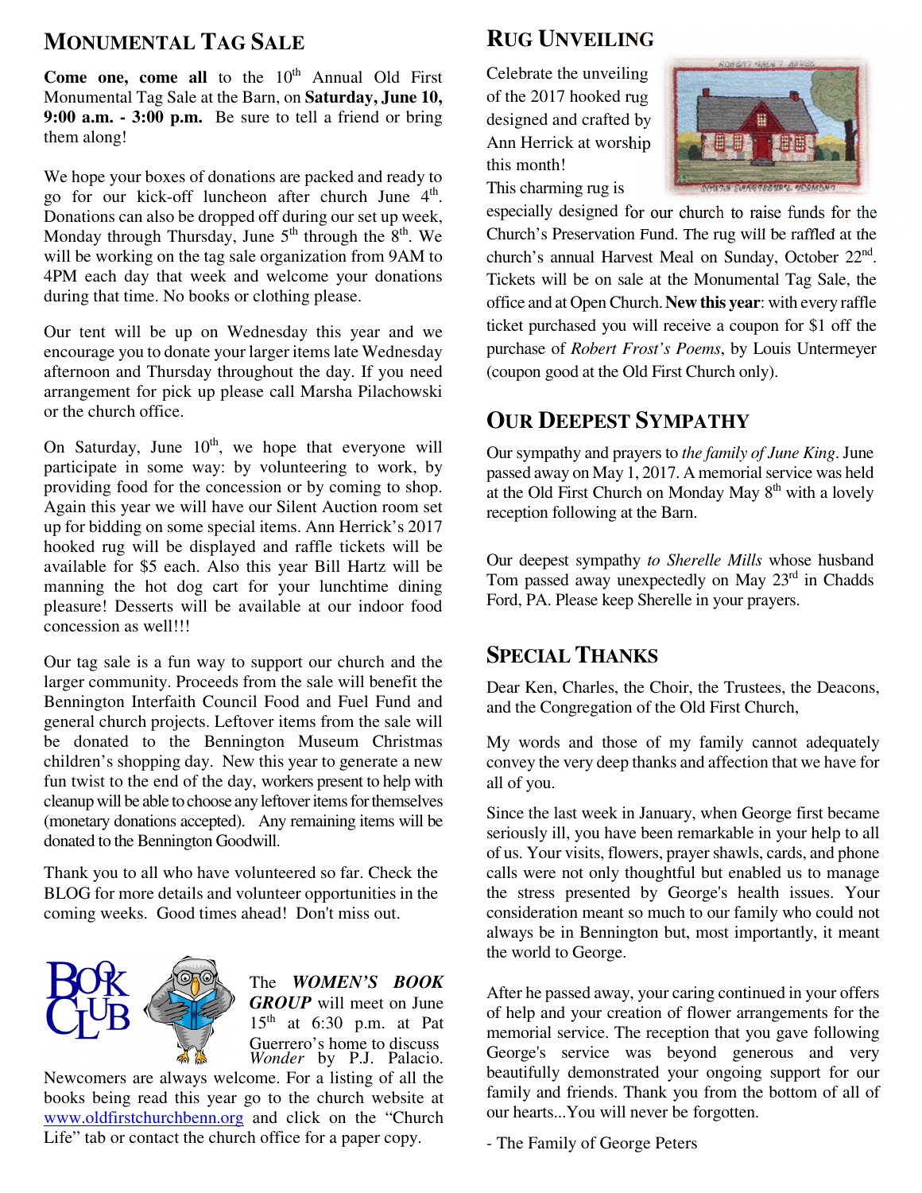## Monumental Tag Sale

**Come one, come all** to the 10th Annual Old First Monumental Tag Sale at the Barn, on **Saturday, June 10, 9:00 a.m. - 3:00 p.m.** Be sure to tell a friend or bring them along!

We hope your boxes of donations are packed and ready to go for our kick-off luncheon after church June 4th. Donations can also be dropped off during our set up week, Monday through Thursday, June 5th through the 8th. We will be working on the tag sale organization from 9AM to 4PM each day that week and welcome your donations during that time. No books or clothing please.

Our tent will be up on Wednesday this year and we encourage you to donate your larger items late Wednesday afternoon and Thursday throughout the day. If you need arrangement for pick up please call Marsha Pilachowski or the church office.

On Saturday, June 10th, we hope that everyone will participate in some way: by volunteering to work, by providing food for the concession or by coming to shop. Again this year we will have our Silent Auction room set up for bidding on some special items. Ann Herrick's 2017 hooked rug will be displayed and raffle tickets will be available for $5 each. Also this year Bill Hartz will be manning the hot dog cart for your lunchtime dining pleasure! Desserts will be available at our indoor food concession as well!!!

Our tag sale is a fun way to support our church and the larger community. Proceeds from the sale will benefit the Bennington Interfaith Council Food and Fuel Fund and general church projects. Leftover items from the sale will be donated to the Bennington Museum Christmas children's shopping day. New this year to generate a new fun twist to the end of the day, workers present to help with cleanup will be able to choose any leftover items for themselves (monetary donations accepted). Any remaining items will be donated to the Bennington Goodwill.

Thank you to all who have volunteered so far. Check the BLOG for more details and volunteer opportunities in the coming weeks. Good times ahead! Don't miss out.

The ***WOMEN'S BOOK GROUP*** will meet on June 15th at 6:30 p.m. at Pat Guerrero's home to discuss *Wonder* by P.J. Palacio. Newcomers are always welcome. For a listing of all the books being read this year go to the church website at www.oldfirstchurchbenn.org and click on the "Church Life" tab or contact the church office for a paper copy.

## Rug Unveiling

Celebrate the unveiling of the 2017 hooked rug designed and crafted by Ann Herrick at worship this month!

This charming rug is especially designed for our church to raise funds for the Church's Preservation Fund. The rug will be raffled at the church's annual Harvest Meal on Sunday, October 22nd. Tickets will be on sale at the Monumental Tag Sale, the office and at Open Church. **New this year**: with every raffle ticket purchased you will receive a coupon for $1 off the purchase of *Robert Frost's Poems*, by Louis Untermeyer (coupon good at the Old First Church only).

## Our Deepest Sympathy

Our sympathy and prayers to *the family of June King*. June passed away on May 1, 2017. A memorial service was held at the Old First Church on Monday May 8th with a lovely reception following at the Barn.

Our deepest sympathy *to Sherelle Mills* whose husband Tom passed away unexpectedly on May 23rd in Chadds Ford, PA. Please keep Sherelle in your prayers.

## Special Thanks

Dear Ken, Charles, the Choir, the Trustees, the Deacons, and the Congregation of the Old First Church,

My words and those of my family cannot adequately convey the very deep thanks and affection that we have for all of you.

Since the last week in January, when George first became seriously ill, you have been remarkable in your help to all of us. Your visits, flowers, prayer shawls, cards, and phone calls were not only thoughtful but enabled us to manage the stress presented by George's health issues. Your consideration meant so much to our family who could not always be in Bennington but, most importantly, it meant the world to George.

After he passed away, your caring continued in your offers of help and your creation of flower arrangements for the memorial service. The reception that you gave following George's service was beyond generous and very beautifully demonstrated your ongoing support for our family and friends. Thank you from the bottom of all of our hearts...You will never be forgotten.

- The Family of George Peters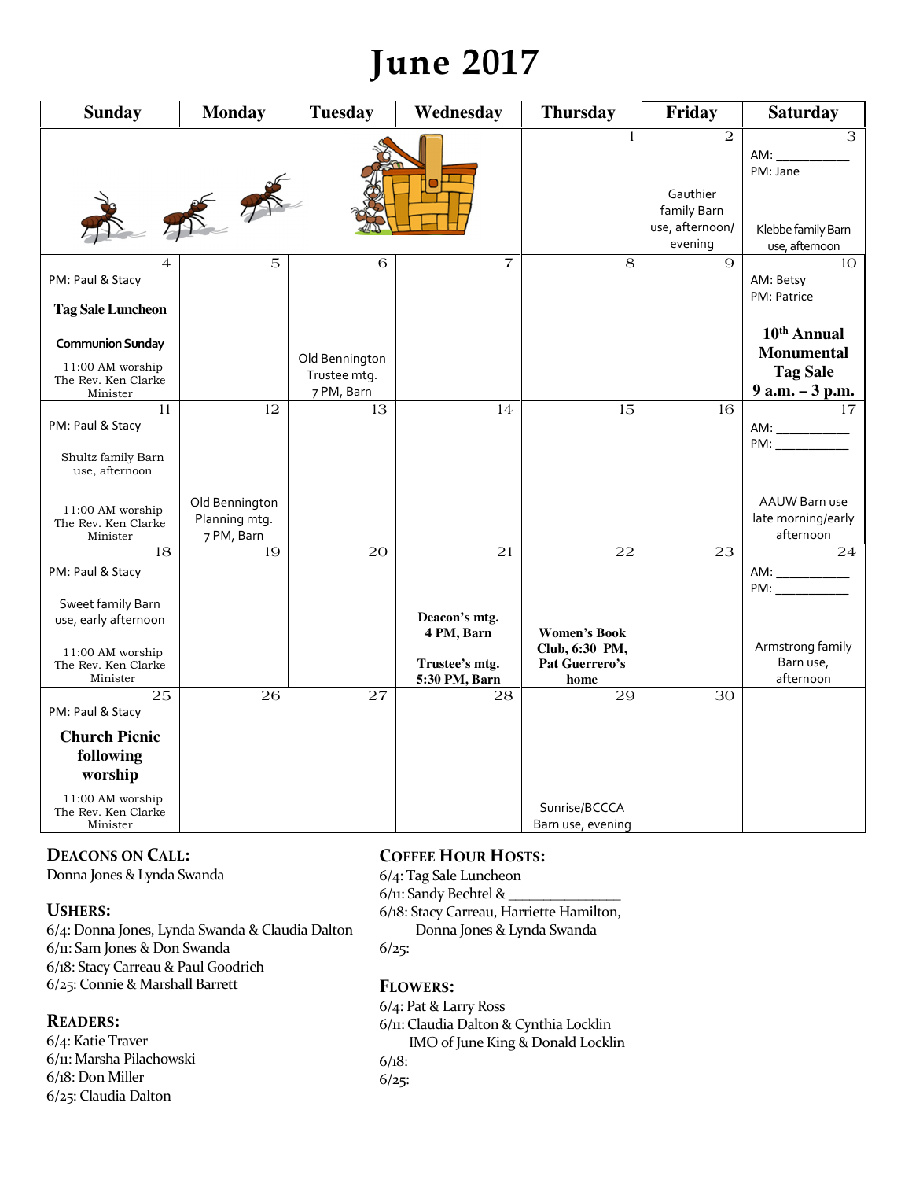# June 2017

| Sunday | Monday | Tuesday | Wednesday | Thursday | Friday | Saturday |
|---|---|---|---|---|---|---|
| | | | | 1 | 2<br>Gauthier family Barn use, afternoon/ evening | 3<br>AM: ________<br>PM: Jane<br>Klebbe family Barn use, afternoon |
| 4<br>PM: Paul & Stacy<br>**Tag Sale Luncheon**<br>**Communion Sunday**<br>11:00 AM worship<br>The Rev. Ken Clarke<br>Minister | 5 | 6<br>Old Bennington Trustee mtg. 7 PM, Barn | 7 | 8 | 9 | 10<br>AM: Betsy<br>PM: Patrice<br>**10th Annual Monumental Tag Sale**<br>**9 a.m. – 3 p.m.** |
| 11<br>PM: Paul & Stacy<br>Shultz family Barn use, afternoon<br>11:00 AM worship<br>The Rev. Ken Clarke<br>Minister | 12<br>Old Bennington Planning mtg. 7 PM, Barn | 13 | 14 | 15 | 16 | 17<br>AM: ________<br>PM: ________<br>AAUW Barn use late morning/early afternoon |
| 18<br>PM: Paul & Stacy<br>Sweet family Barn use, early afternoon<br>11:00 AM worship<br>The Rev. Ken Clarke<br>Minister | 19 | 20 | 21<br>**Deacon's mtg. 4 PM, Barn**<br>**Trustee's mtg. 5:30 PM, Barn** | 22<br>**Women's Book Club, 6:30 PM, Pat Guerrero's home** | 23 | 24<br>AM: ________<br>PM: ________<br>Armstrong family Barn use, afternoon |
| 25<br>PM: Paul & Stacy<br>**Church Picnic following worship**<br>11:00 AM worship<br>The Rev. Ken Clarke<br>Minister | 26 | 27 | 28 | 29<br>Sunrise/BCCCA Barn use, evening | 30 | |

**DEACONS ON CALL:**
Donna Jones & Lynda Swanda

**USHERS:**
6/4: Donna Jones, Lynda Swanda & Claudia Dalton
6/11: Sam Jones & Don Swanda
6/18: Stacy Carreau & Paul Goodrich
6/25: Connie & Marshall Barrett

**READERS:**
6/4: Katie Traver
6/11: Marsha Pilachowski
6/18: Don Miller
6/25: Claudia Dalton

**COFFEE HOUR HOSTS:**
6/4: Tag Sale Luncheon
6/11: Sandy Bechtel & ______________
6/18: Stacy Carreau, Harriette Hamilton, Donna Jones & Lynda Swanda
6/25:

**FLOWERS:**
6/4: Pat & Larry Ross
6/11: Claudia Dalton & Cynthia Locklin IMO of June King & Donald Locklin
6/18:
6/25: